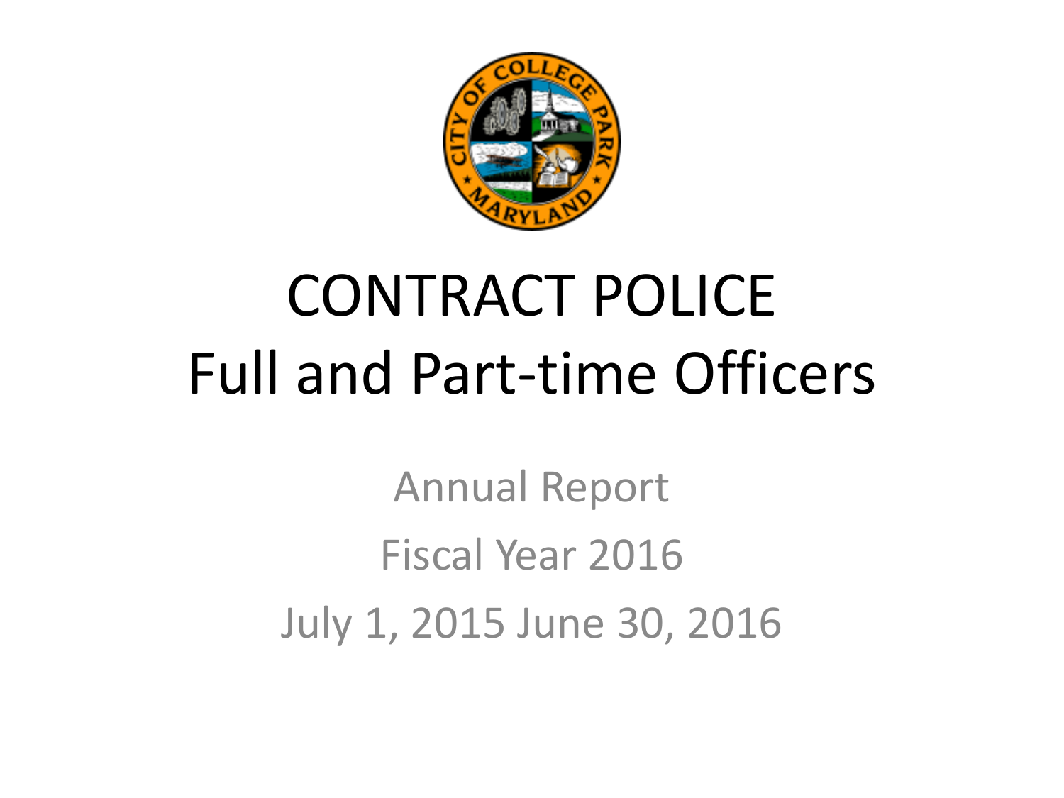# CONTRACT POLICE
# Full and Part-time Officers

Annual Report

Fiscal Year 2016

July 1, 2015 June 30, 2016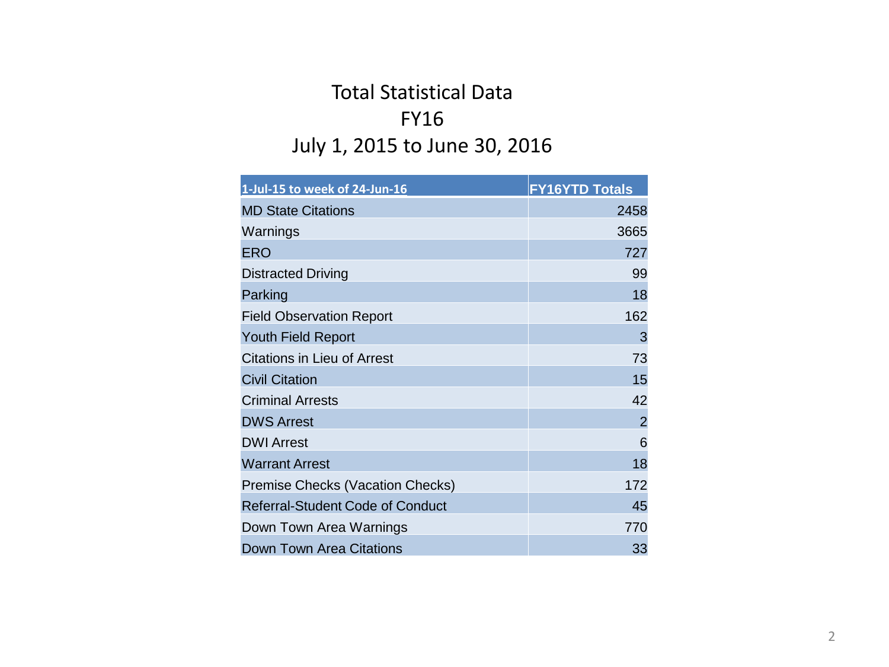# Total Statistical Data

## FY16

## July 1, 2015 to June 30, 2016

| 1-Jul-15 to week of 24-Jun-16 | FY16YTD Totals |
|---|---|
| MD State Citations | 2458 |
| Warnings | 3665 |
| ERO | 727 |
| Distracted Driving | 99 |
| Parking | 18 |
| Field Observation Report | 162 |
| Youth Field Report | 3 |
| Citations in Lieu of Arrest | 73 |
| Civil Citation | 15 |
| Criminal Arrests | 42 |
| DWS Arrest | 2 |
| DWI Arrest | 6 |
| Warrant Arrest | 18 |
| Premise Checks (Vacation Checks) | 172 |
| Referral-Student Code of Conduct | 45 |
| Down Town Area Warnings | 770 |
| Down Town Area Citations | 33 |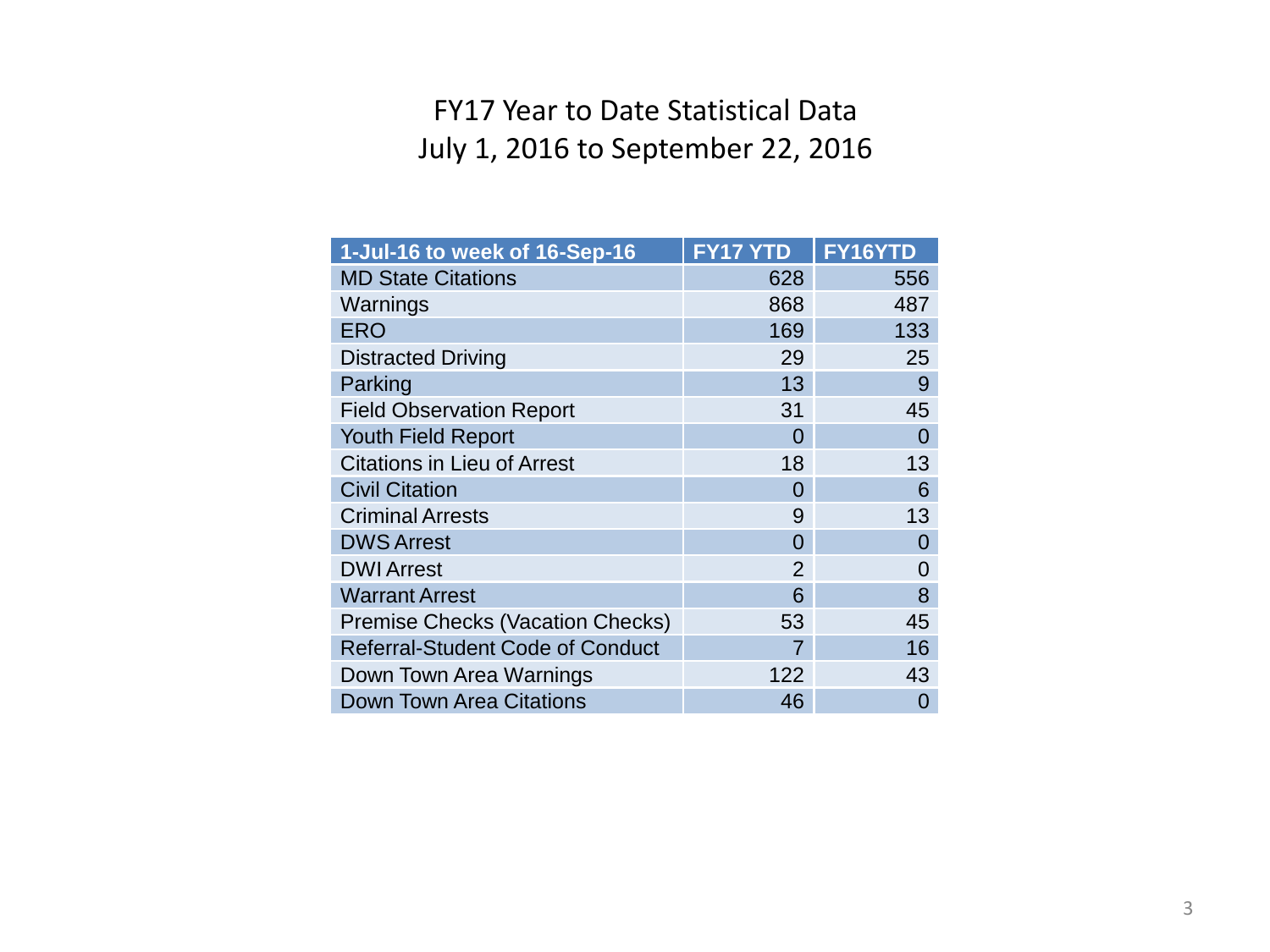# FY17 Year to Date Statistical Data
## July 1, 2016 to September 22, 2016

| 1-Jul-16 to week of 16-Sep-16 | FY17 YTD | FY16YTD |
|---|---|---|
| MD State Citations | 628 | 556 |
| Warnings | 868 | 487 |
| ERO | 169 | 133 |
| Distracted Driving | 29 | 25 |
| Parking | 13 | 9 |
| Field Observation Report | 31 | 45 |
| Youth Field Report | 0 | 0 |
| Citations in Lieu of Arrest | 18 | 13 |
| Civil Citation | 0 | 6 |
| Criminal Arrests | 9 | 13 |
| DWS Arrest | 0 | 0 |
| DWI Arrest | 2 | 0 |
| Warrant Arrest | 6 | 8 |
| Premise Checks (Vacation Checks) | 53 | 45 |
| Referral-Student Code of Conduct | 7 | 16 |
| Down Town Area Warnings | 122 | 43 |
| Down Town Area Citations | 46 | 0 |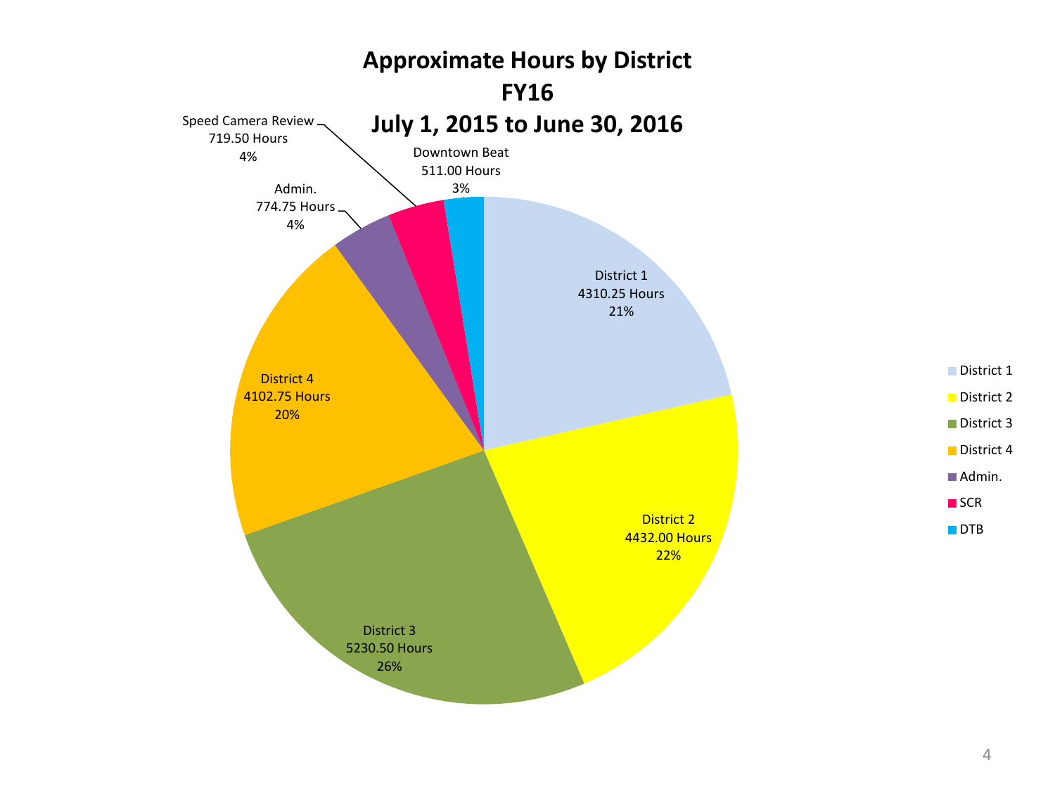# Approximate Hours by District
# FY16
# July 1, 2015 to June 30, 2016

| Category | Hours | Percent |
|---|---|---|
| District 1 | 4310.25 Hours | 21% |
| District 2 | 4432.00 Hours | 22% |
| District 3 | 5230.50 Hours | 26% |
| District 4 | 4102.75 Hours | 20% |
| Admin. | 774.75 Hours | 4% |
| Speed Camera Review (SCR) | 719.50 Hours | 4% |
| Downtown Beat (DTB) | 511.00 Hours | 3% |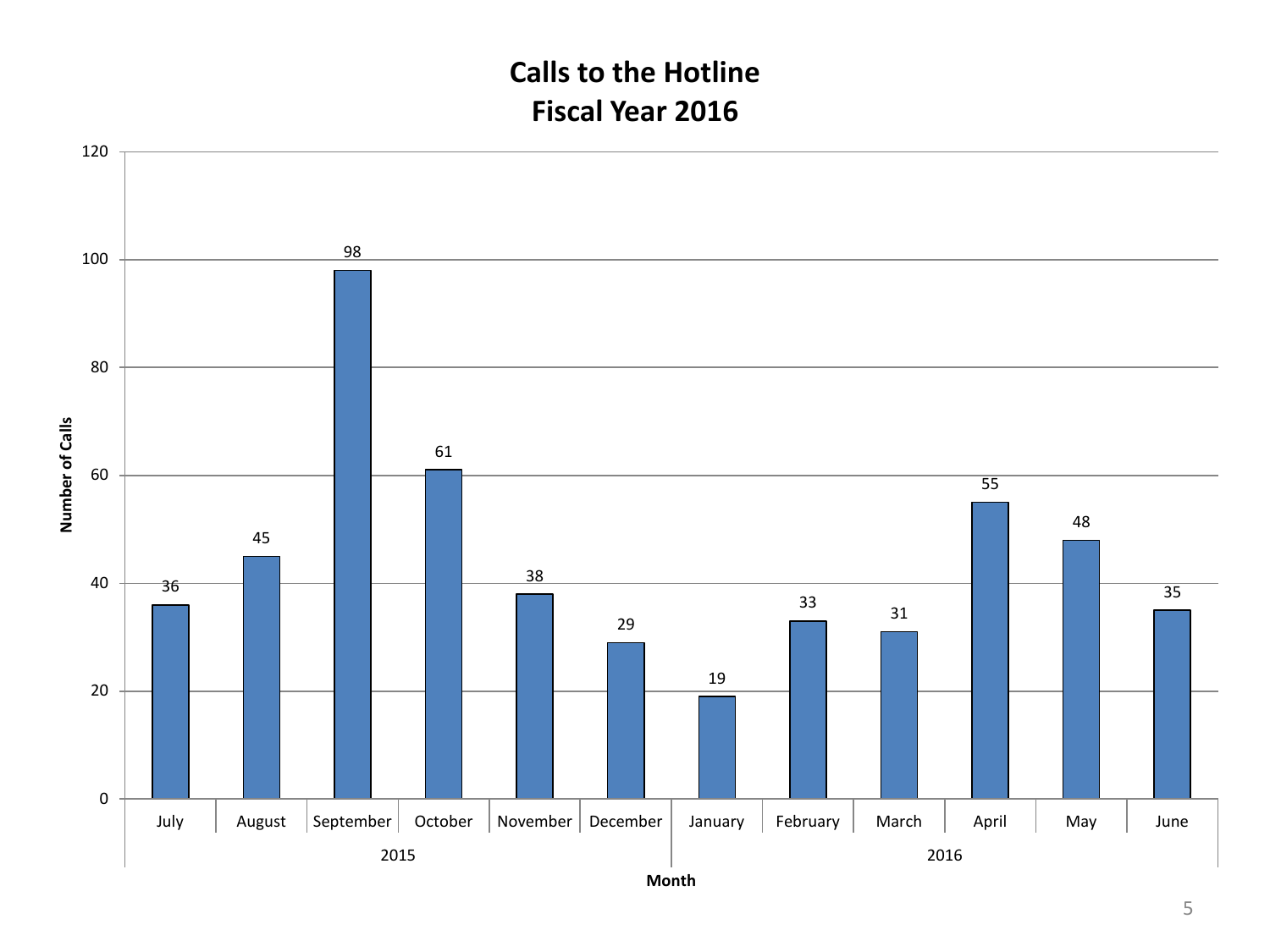# Calls to the Hotline
## Fiscal Year 2016

| Year | Month | Number of Calls |
|---|---|---|
| 2015 | July | 36 |
| 2015 | August | 45 |
| 2015 | September | 98 |
| 2015 | October | 61 |
| 2015 | November | 38 |
| 2015 | December | 29 |
| 2016 | January | 19 |
| 2016 | February | 33 |
| 2016 | March | 31 |
| 2016 | April | 55 |
| 2016 | May | 48 |
| 2016 | June | 35 |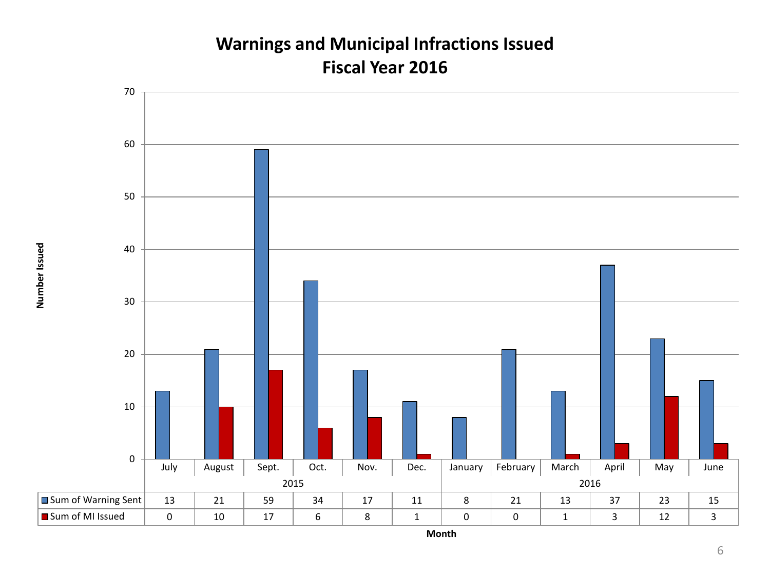# Warnings and Municipal Infractions Issued
## Fiscal Year 2016

| | July | August | Sept. | Oct. | Nov. | Dec. | January | February | March | April | May | June |
|---|---|---|---|---|---|---|---|---|---|---|---|---|
| | 2015 | | | | | | 2016 | | | | | |
| Sum of Warning Sent | 13 | 21 | 59 | 34 | 17 | 11 | 8 | 21 | 13 | 37 | 23 | 15 |
| Sum of MI Issued | 0 | 10 | 17 | 6 | 8 | 1 | 0 | 0 | 1 | 3 | 12 | 3 |

Number Issued

Month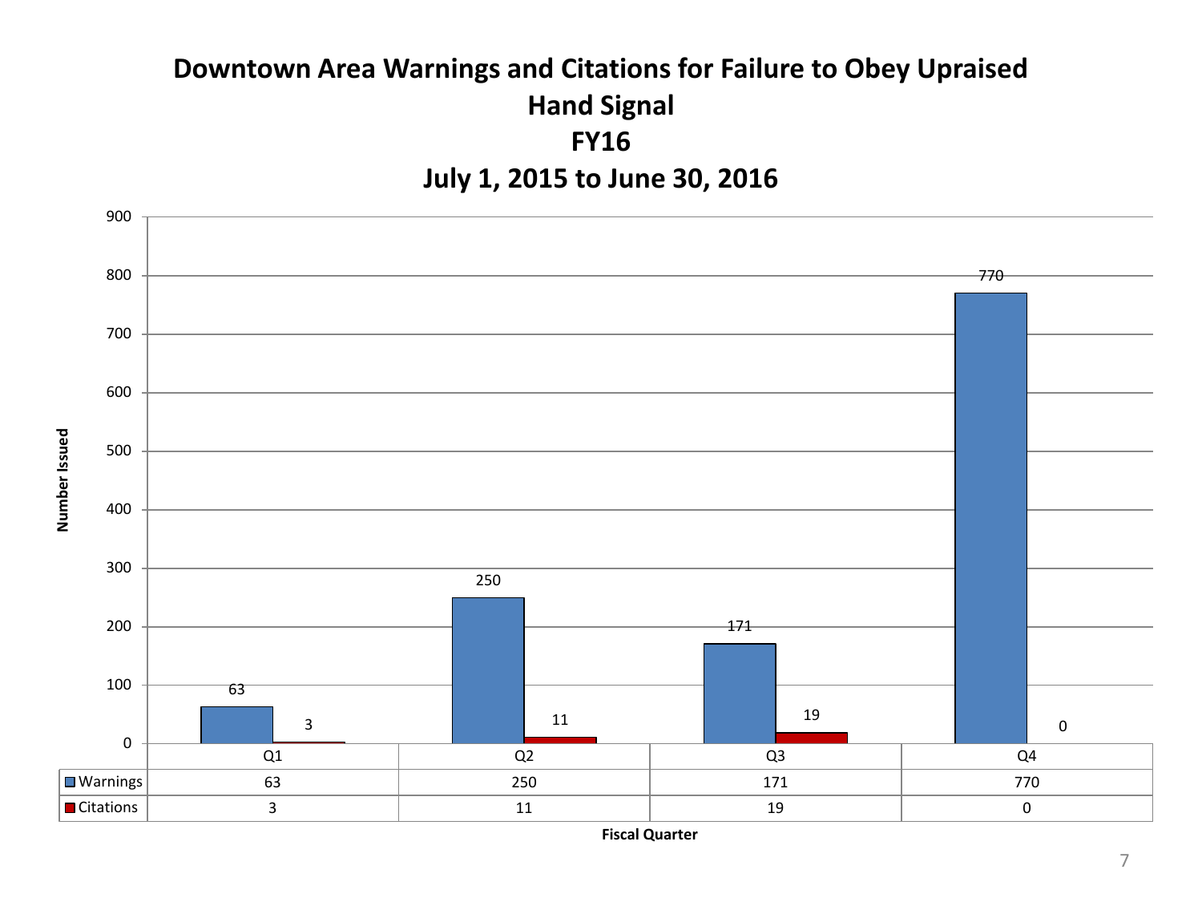# Downtown Area Warnings and Citations for Failure to Obey Upraised Hand Signal

## FY16

## July 1, 2015 to June 30, 2016

Number Issued

900
800
700
600
500
400
300
200
100
0

63
3
250
11
171
19
770
0

| | Q1 | Q2 | Q3 | Q4 |
|---|---|---|---|---|
| Warnings | 63 | 250 | 171 | 770 |
| Citations | 3 | 11 | 19 | 0 |

Fiscal Quarter